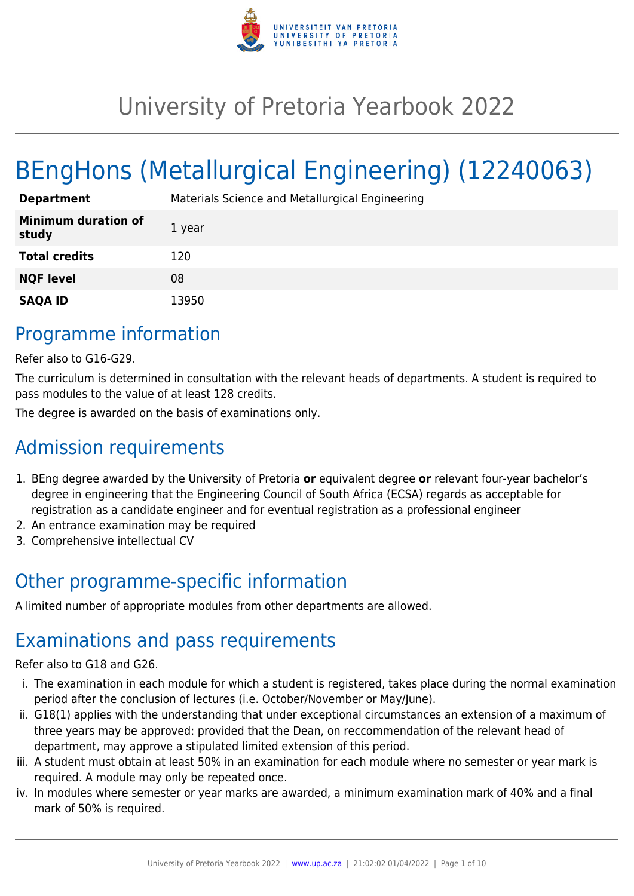# University of Pretoria Yearbook 2022

# BEngHons (Metallurgical Engineering) (12240063)

| | |
|---|---|
| **Department** | Materials Science and Metallurgical Engineering |
| **Minimum duration of study** | 1 year |
| **Total credits** | 120 |
| **NQF level** | 08 |
| **SAQA ID** | 13950 |

## Programme information

Refer also to G16-G29.

The curriculum is determined in consultation with the relevant heads of departments. A student is required to pass modules to the value of at least 128 credits.

The degree is awarded on the basis of examinations only.

## Admission requirements

1. BEng degree awarded by the University of Pretoria **or** equivalent degree **or** relevant four-year bachelor's degree in engineering that the Engineering Council of South Africa (ECSA) regards as acceptable for registration as a candidate engineer and for eventual registration as a professional engineer
2. An entrance examination may be required
3. Comprehensive intellectual CV

## Other programme-specific information

A limited number of appropriate modules from other departments are allowed.

## Examinations and pass requirements

Refer also to G18 and G26.

i. The examination in each module for which a student is registered, takes place during the normal examination period after the conclusion of lectures (i.e. October/November or May/June).
ii. G18(1) applies with the understanding that under exceptional circumstances an extension of a maximum of three years may be approved: provided that the Dean, on reccommendation of the relevant head of department, may approve a stipulated limited extension of this period.
iii. A student must obtain at least 50% in an examination for each module where no semester or year mark is required. A module may only be repeated once.
iv. In modules where semester or year marks are awarded, a minimum examination mark of 40% and a final mark of 50% is required.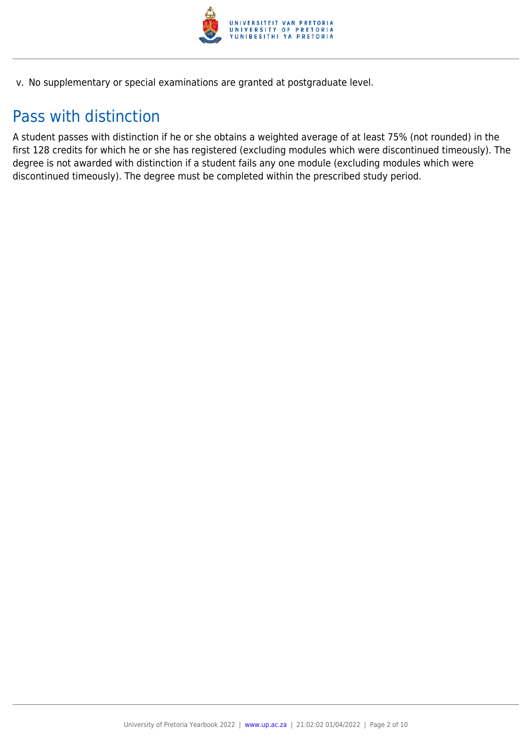v. No supplementary or special examinations are granted at postgraduate level.

## Pass with distinction

A student passes with distinction if he or she obtains a weighted average of at least 75% (not rounded) in the first 128 credits for which he or she has registered (excluding modules which were discontinued timeously). The degree is not awarded with distinction if a student fails any one module (excluding modules which were discontinued timeously). The degree must be completed within the prescribed study period.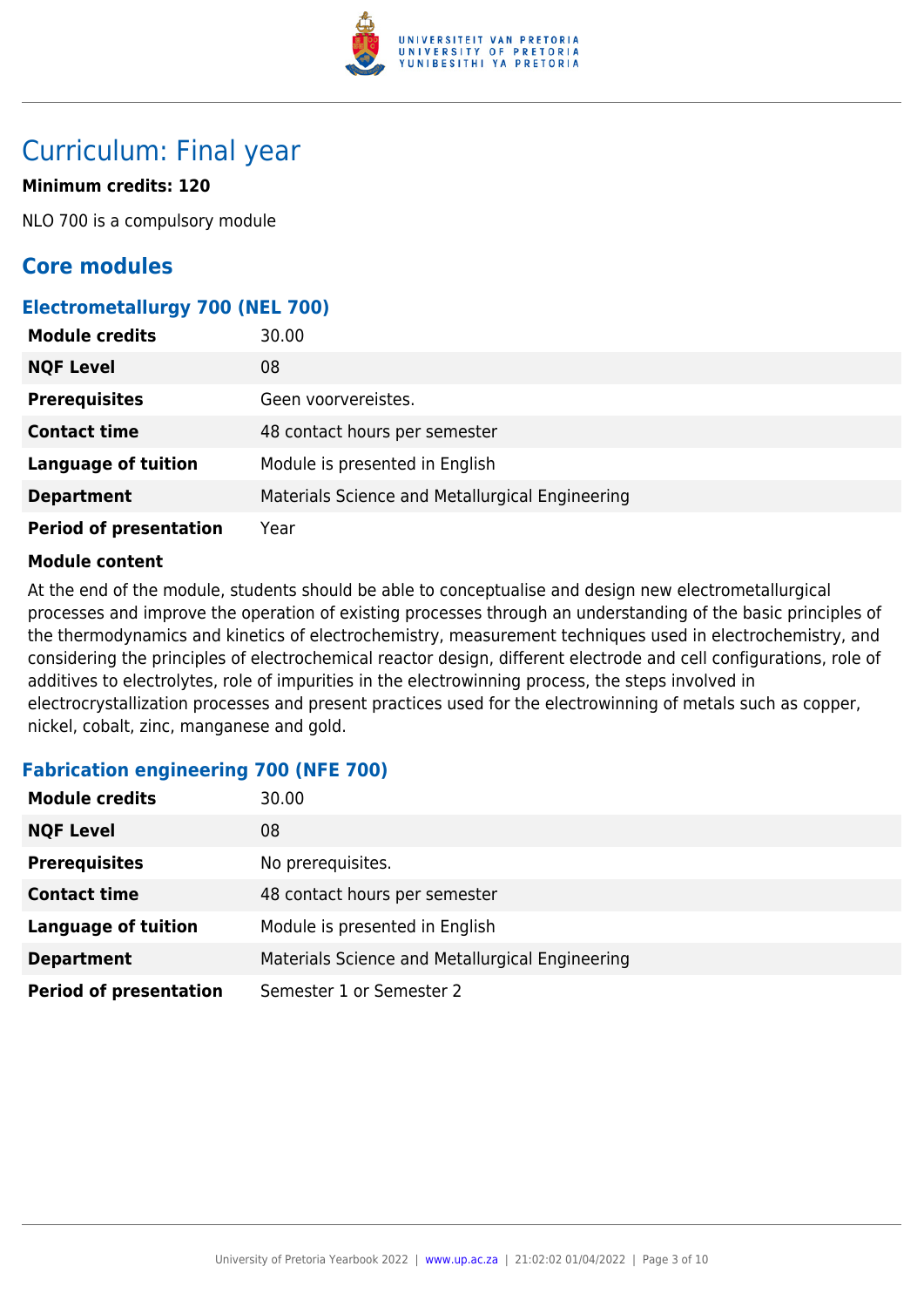# Curriculum: Final year

**Minimum credits: 120**

NLO 700 is a compulsory module

## Core modules

### Electrometallurgy 700 (NEL 700)

| **Module credits** | 30.00 |
|---|---|
| **NQF Level** | 08 |
| **Prerequisites** | Geen voorvereistes. |
| **Contact time** | 48 contact hours per semester |
| **Language of tuition** | Module is presented in English |
| **Department** | Materials Science and Metallurgical Engineering |
| **Period of presentation** | Year |

**Module content**

At the end of the module, students should be able to conceptualise and design new electrometallurgical processes and improve the operation of existing processes through an understanding of the basic principles of the thermodynamics and kinetics of electrochemistry, measurement techniques used in electrochemistry, and considering the principles of electrochemical reactor design, different electrode and cell configurations, role of additives to electrolytes, role of impurities in the electrowinning process, the steps involved in electrocrystallization processes and present practices used for the electrowinning of metals such as copper, nickel, cobalt, zinc, manganese and gold.

### Fabrication engineering 700 (NFE 700)

| **Module credits** | 30.00 |
|---|---|
| **NQF Level** | 08 |
| **Prerequisites** | No prerequisites. |
| **Contact time** | 48 contact hours per semester |
| **Language of tuition** | Module is presented in English |
| **Department** | Materials Science and Metallurgical Engineering |
| **Period of presentation** | Semester 1 or Semester 2 |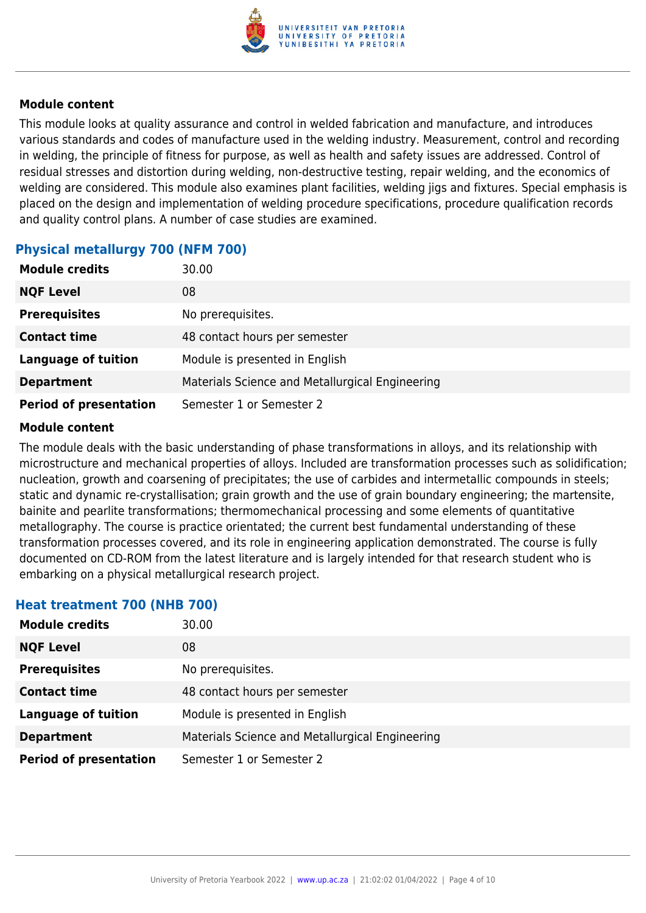### Module content

This module looks at quality assurance and control in welded fabrication and manufacture, and introduces various standards and codes of manufacture used in the welding industry. Measurement, control and recording in welding, the principle of fitness for purpose, as well as health and safety issues are addressed. Control of residual stresses and distortion during welding, non-destructive testing, repair welding, and the economics of welding are considered. This module also examines plant facilities, welding jigs and fixtures. Special emphasis is placed on the design and implementation of welding procedure specifications, procedure qualification records and quality control plans. A number of case studies are examined.

## Physical metallurgy 700 (NFM 700)

| | |
|---|---|
| **Module credits** | 30.00 |
| **NQF Level** | 08 |
| **Prerequisites** | No prerequisites. |
| **Contact time** | 48 contact hours per semester |
| **Language of tuition** | Module is presented in English |
| **Department** | Materials Science and Metallurgical Engineering |
| **Period of presentation** | Semester 1 or Semester 2 |

### Module content

The module deals with the basic understanding of phase transformations in alloys, and its relationship with microstructure and mechanical properties of alloys. Included are transformation processes such as solidification; nucleation, growth and coarsening of precipitates; the use of carbides and intermetallic compounds in steels; static and dynamic re-crystallisation; grain growth and the use of grain boundary engineering; the martensite, bainite and pearlite transformations; thermomechanical processing and some elements of quantitative metallography. The course is practice orientated; the current best fundamental understanding of these transformation processes covered, and its role in engineering application demonstrated. The course is fully documented on CD-ROM from the latest literature and is largely intended for that research student who is embarking on a physical metallurgical research project.

## Heat treatment 700 (NHB 700)

| | |
|---|---|
| **Module credits** | 30.00 |
| **NQF Level** | 08 |
| **Prerequisites** | No prerequisites. |
| **Contact time** | 48 contact hours per semester |
| **Language of tuition** | Module is presented in English |
| **Department** | Materials Science and Metallurgical Engineering |
| **Period of presentation** | Semester 1 or Semester 2 |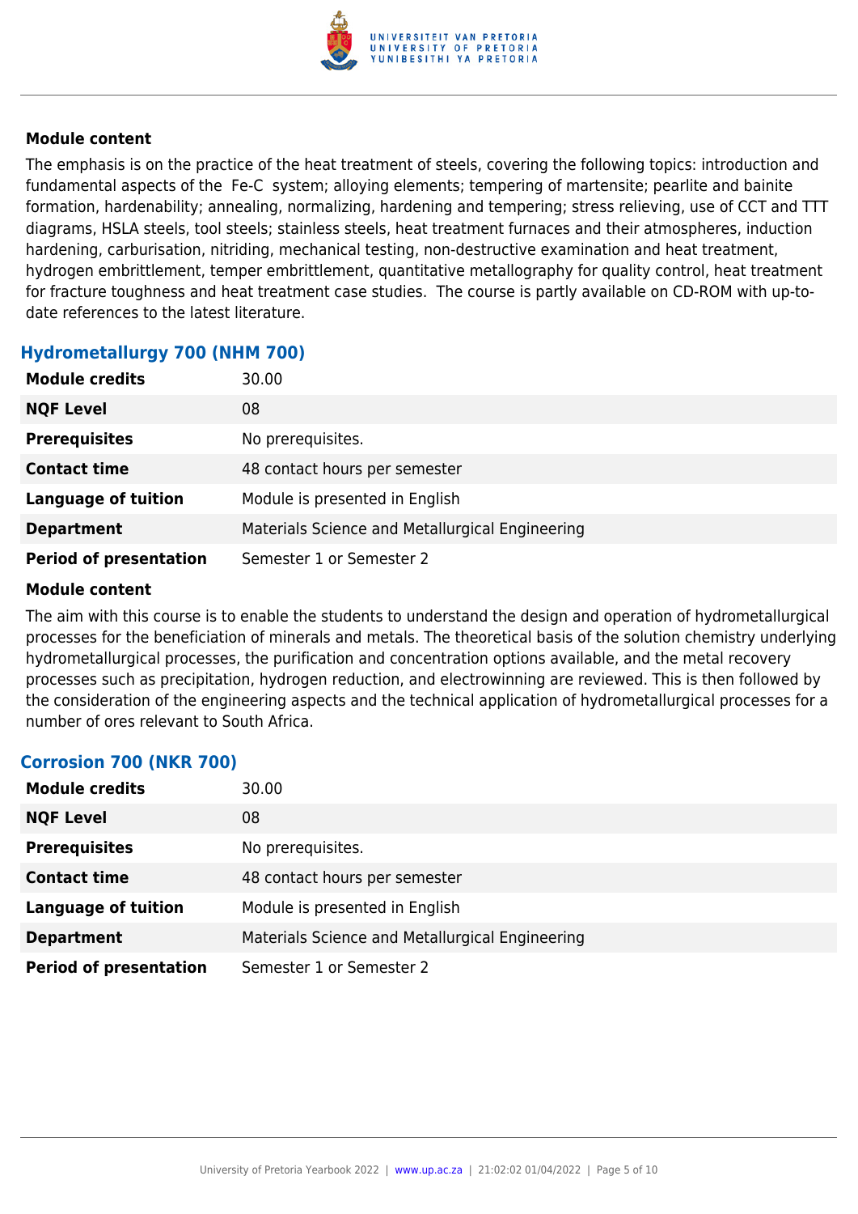### Module content

The emphasis is on the practice of the heat treatment of steels, covering the following topics: introduction and fundamental aspects of the Fe-C system; alloying elements; tempering of martensite; pearlite and bainite formation, hardenability; annealing, normalizing, hardening and tempering; stress relieving, use of CCT and TTT diagrams, HSLA steels, tool steels; stainless steels, heat treatment furnaces and their atmospheres, induction hardening, carburisation, nitriding, mechanical testing, non-destructive examination and heat treatment, hydrogen embrittlement, temper embrittlement, quantitative metallography for quality control, heat treatment for fracture toughness and heat treatment case studies. The course is partly available on CD-ROM with up-to-date references to the latest literature.

## Hydrometallurgy 700 (NHM 700)

| | |
|---|---|
| **Module credits** | 30.00 |
| **NQF Level** | 08 |
| **Prerequisites** | No prerequisites. |
| **Contact time** | 48 contact hours per semester |
| **Language of tuition** | Module is presented in English |
| **Department** | Materials Science and Metallurgical Engineering |
| **Period of presentation** | Semester 1 or Semester 2 |

### Module content

The aim with this course is to enable the students to understand the design and operation of hydrometallurgical processes for the beneficiation of minerals and metals. The theoretical basis of the solution chemistry underlying hydrometallurgical processes, the purification and concentration options available, and the metal recovery processes such as precipitation, hydrogen reduction, and electrowinning are reviewed. This is then followed by the consideration of the engineering aspects and the technical application of hydrometallurgical processes for a number of ores relevant to South Africa.

## Corrosion 700 (NKR 700)

| | |
|---|---|
| **Module credits** | 30.00 |
| **NQF Level** | 08 |
| **Prerequisites** | No prerequisites. |
| **Contact time** | 48 contact hours per semester |
| **Language of tuition** | Module is presented in English |
| **Department** | Materials Science and Metallurgical Engineering |
| **Period of presentation** | Semester 1 or Semester 2 |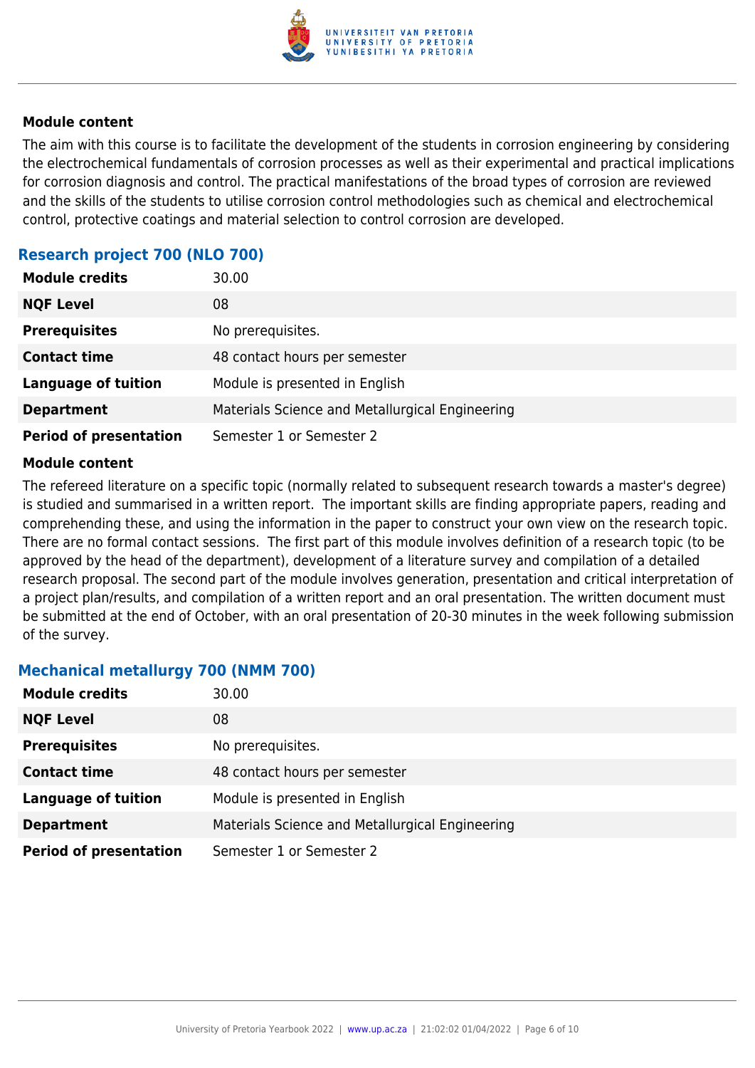**Module content**

The aim with this course is to facilitate the development of the students in corrosion engineering by considering the electrochemical fundamentals of corrosion processes as well as their experimental and practical implications for corrosion diagnosis and control. The practical manifestations of the broad types of corrosion are reviewed and the skills of the students to utilise corrosion control methodologies such as chemical and electrochemical control, protective coatings and material selection to control corrosion are developed.

### Research project 700 (NLO 700)

| | |
|---|---|
| **Module credits** | 30.00 |
| **NQF Level** | 08 |
| **Prerequisites** | No prerequisites. |
| **Contact time** | 48 contact hours per semester |
| **Language of tuition** | Module is presented in English |
| **Department** | Materials Science and Metallurgical Engineering |
| **Period of presentation** | Semester 1 or Semester 2 |

**Module content**

The refereed literature on a specific topic (normally related to subsequent research towards a master's degree) is studied and summarised in a written report. The important skills are finding appropriate papers, reading and comprehending these, and using the information in the paper to construct your own view on the research topic. There are no formal contact sessions. The first part of this module involves definition of a research topic (to be approved by the head of the department), development of a literature survey and compilation of a detailed research proposal. The second part of the module involves generation, presentation and critical interpretation of a project plan/results, and compilation of a written report and an oral presentation. The written document must be submitted at the end of October, with an oral presentation of 20-30 minutes in the week following submission of the survey.

### Mechanical metallurgy 700 (NMM 700)

| | |
|---|---|
| **Module credits** | 30.00 |
| **NQF Level** | 08 |
| **Prerequisites** | No prerequisites. |
| **Contact time** | 48 contact hours per semester |
| **Language of tuition** | Module is presented in English |
| **Department** | Materials Science and Metallurgical Engineering |
| **Period of presentation** | Semester 1 or Semester 2 |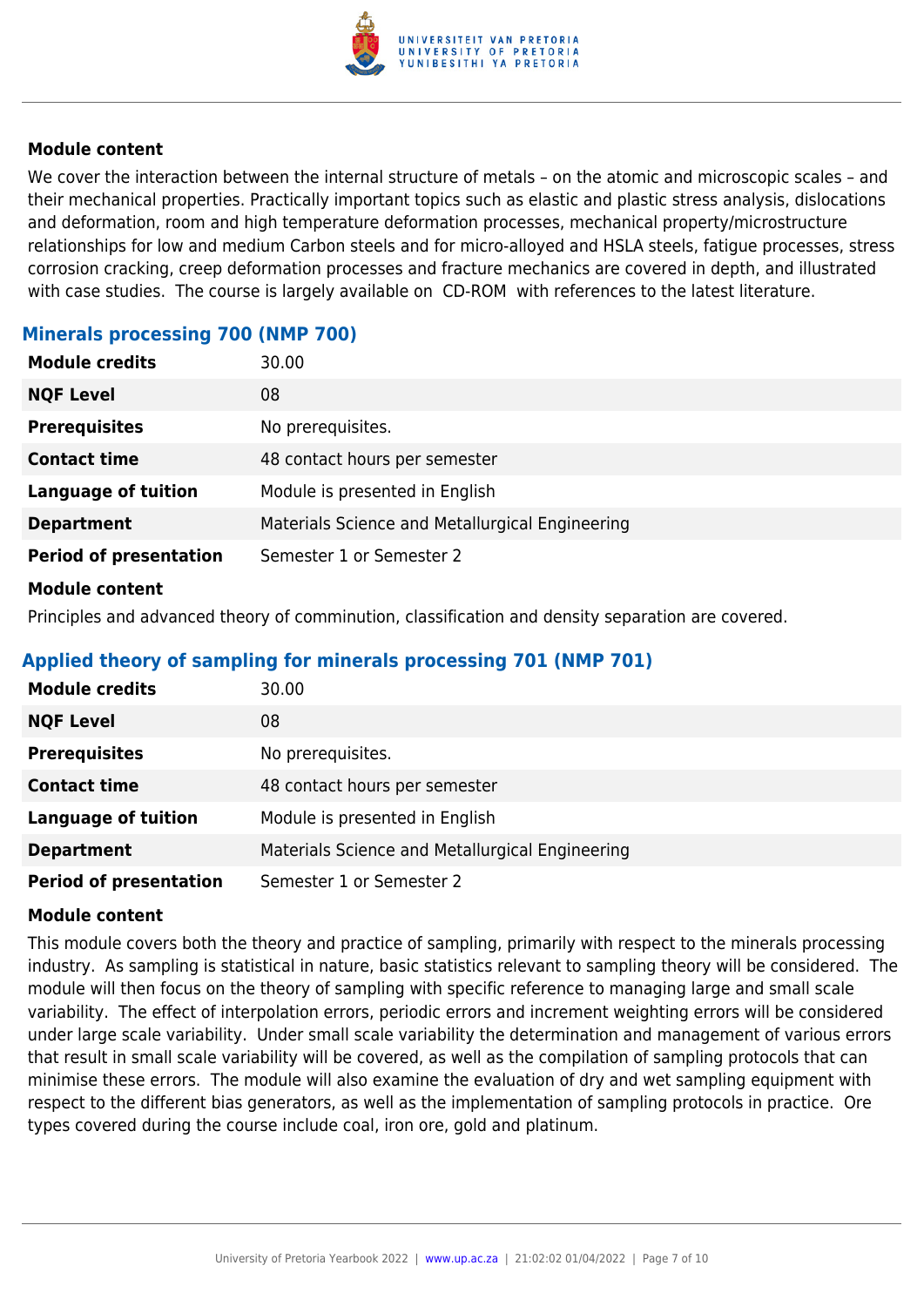### Module content

We cover the interaction between the internal structure of metals – on the atomic and microscopic scales – and their mechanical properties. Practically important topics such as elastic and plastic stress analysis, dislocations and deformation, room and high temperature deformation processes, mechanical property/microstructure relationships for low and medium Carbon steels and for micro-alloyed and HSLA steels, fatigue processes, stress corrosion cracking, creep deformation processes and fracture mechanics are covered in depth, and illustrated with case studies. The course is largely available on CD-ROM with references to the latest literature.

## Minerals processing 700 (NMP 700)

| | |
|---|---|
| **Module credits** | 30.00 |
| **NQF Level** | 08 |
| **Prerequisites** | No prerequisites. |
| **Contact time** | 48 contact hours per semester |
| **Language of tuition** | Module is presented in English |
| **Department** | Materials Science and Metallurgical Engineering |
| **Period of presentation** | Semester 1 or Semester 2 |

### Module content

Principles and advanced theory of comminution, classification and density separation are covered.

## Applied theory of sampling for minerals processing 701 (NMP 701)

| | |
|---|---|
| **Module credits** | 30.00 |
| **NQF Level** | 08 |
| **Prerequisites** | No prerequisites. |
| **Contact time** | 48 contact hours per semester |
| **Language of tuition** | Module is presented in English |
| **Department** | Materials Science and Metallurgical Engineering |
| **Period of presentation** | Semester 1 or Semester 2 |

### Module content

This module covers both the theory and practice of sampling, primarily with respect to the minerals processing industry. As sampling is statistical in nature, basic statistics relevant to sampling theory will be considered. The module will then focus on the theory of sampling with specific reference to managing large and small scale variability. The effect of interpolation errors, periodic errors and increment weighting errors will be considered under large scale variability. Under small scale variability the determination and management of various errors that result in small scale variability will be covered, as well as the compilation of sampling protocols that can minimise these errors. The module will also examine the evaluation of dry and wet sampling equipment with respect to the different bias generators, as well as the implementation of sampling protocols in practice. Ore types covered during the course include coal, iron ore, gold and platinum.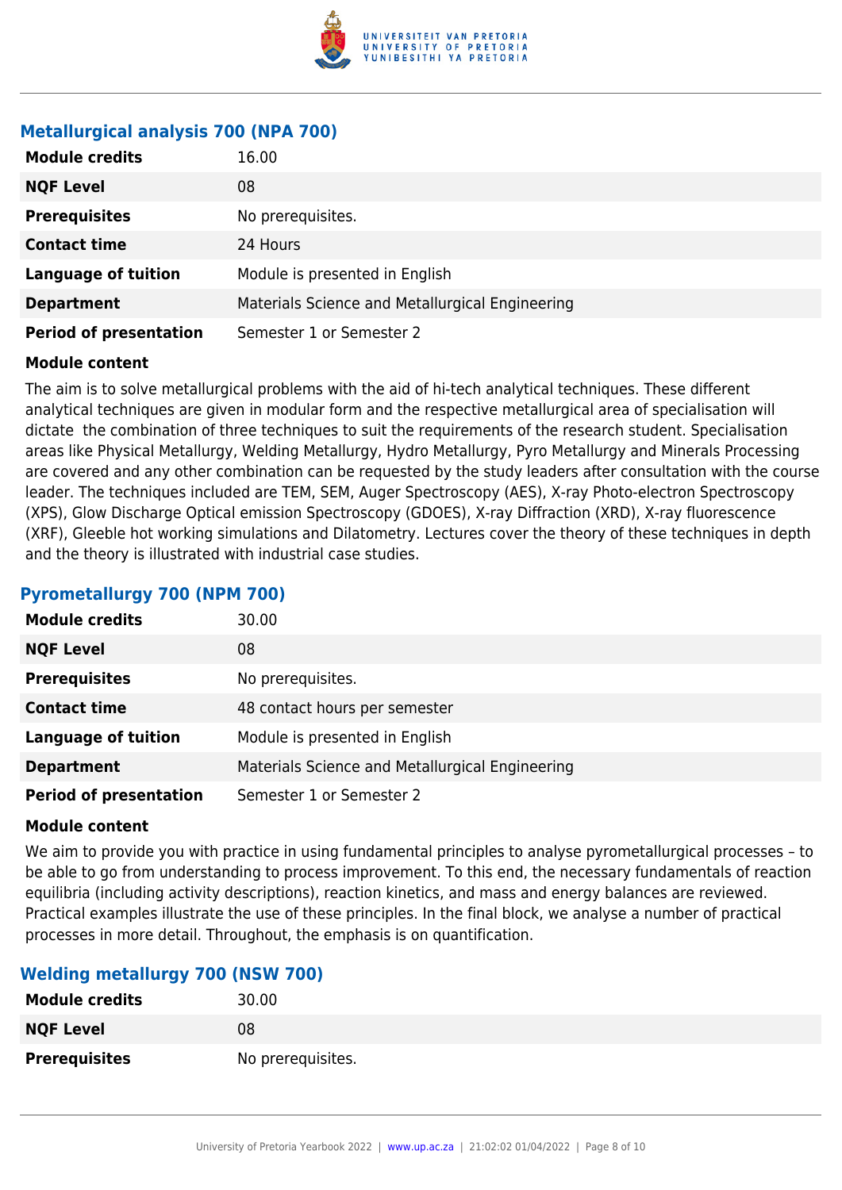### Metallurgical analysis 700 (NPA 700)

| | |
|---|---|
| **Module credits** | 16.00 |
| **NQF Level** | 08 |
| **Prerequisites** | No prerequisites. |
| **Contact time** | 24 Hours |
| **Language of tuition** | Module is presented in English |
| **Department** | Materials Science and Metallurgical Engineering |
| **Period of presentation** | Semester 1 or Semester 2 |

**Module content**

The aim is to solve metallurgical problems with the aid of hi-tech analytical techniques. These different analytical techniques are given in modular form and the respective metallurgical area of specialisation will dictate the combination of three techniques to suit the requirements of the research student. Specialisation areas like Physical Metallurgy, Welding Metallurgy, Hydro Metallurgy, Pyro Metallurgy and Minerals Processing are covered and any other combination can be requested by the study leaders after consultation with the course leader. The techniques included are TEM, SEM, Auger Spectroscopy (AES), X-ray Photo-electron Spectroscopy (XPS), Glow Discharge Optical emission Spectroscopy (GDOES), X-ray Diffraction (XRD), X-ray fluorescence (XRF), Gleeble hot working simulations and Dilatometry. Lectures cover the theory of these techniques in depth and the theory is illustrated with industrial case studies.

### Pyrometallurgy 700 (NPM 700)

| | |
|---|---|
| **Module credits** | 30.00 |
| **NQF Level** | 08 |
| **Prerequisites** | No prerequisites. |
| **Contact time** | 48 contact hours per semester |
| **Language of tuition** | Module is presented in English |
| **Department** | Materials Science and Metallurgical Engineering |
| **Period of presentation** | Semester 1 or Semester 2 |

**Module content**

We aim to provide you with practice in using fundamental principles to analyse pyrometallurgical processes – to be able to go from understanding to process improvement. To this end, the necessary fundamentals of reaction equilibria (including activity descriptions), reaction kinetics, and mass and energy balances are reviewed. Practical examples illustrate the use of these principles. In the final block, we analyse a number of practical processes in more detail. Throughout, the emphasis is on quantification.

### Welding metallurgy 700 (NSW 700)

| | |
|---|---|
| **Module credits** | 30.00 |
| **NQF Level** | 08 |
| **Prerequisites** | No prerequisites. |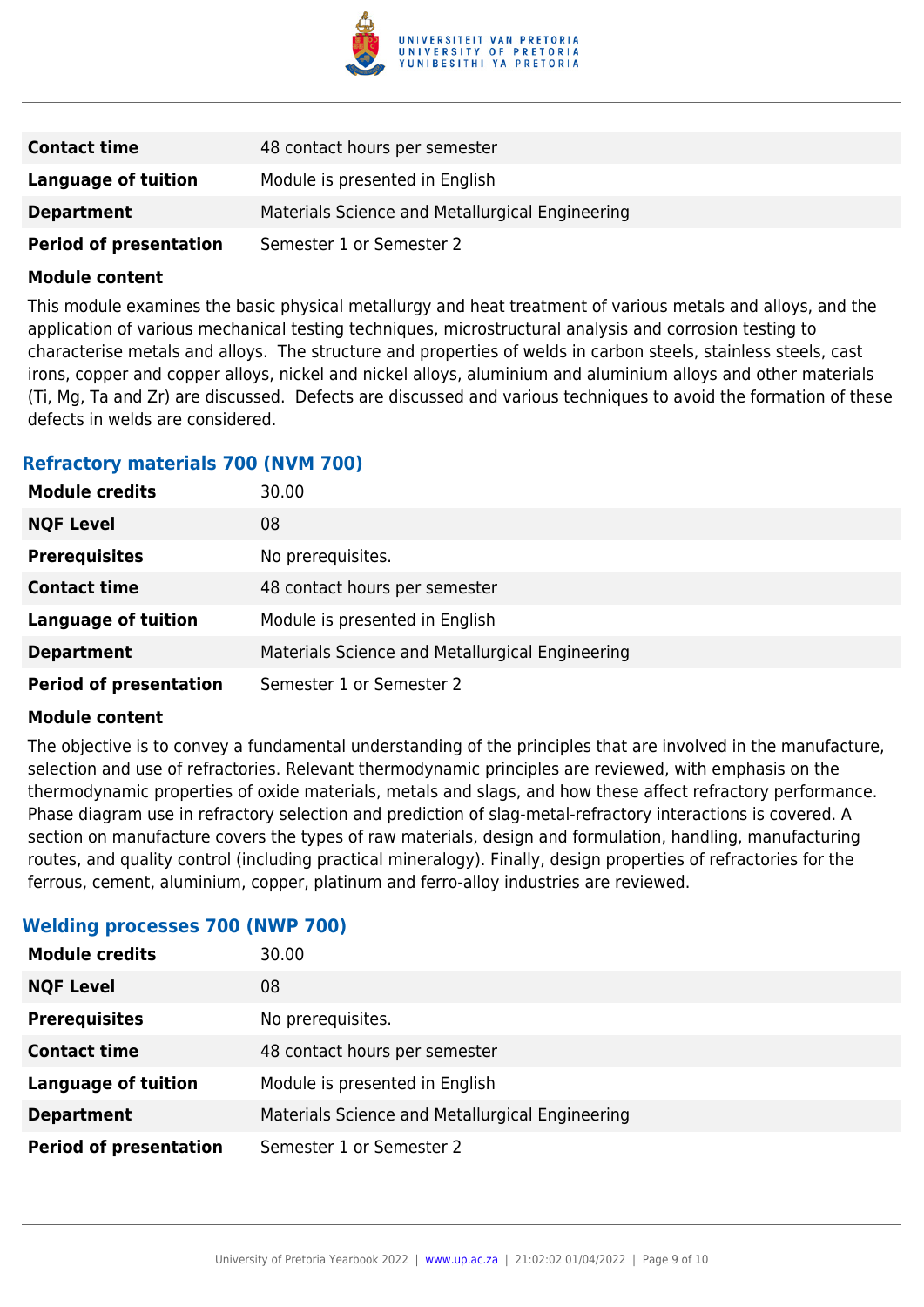| | |
|---|---|
| **Contact time** | 48 contact hours per semester |
| **Language of tuition** | Module is presented in English |
| **Department** | Materials Science and Metallurgical Engineering |
| **Period of presentation** | Semester 1 or Semester 2 |

**Module content**

This module examines the basic physical metallurgy and heat treatment of various metals and alloys, and the application of various mechanical testing techniques, microstructural analysis and corrosion testing to characterise metals and alloys. The structure and properties of welds in carbon steels, stainless steels, cast irons, copper and copper alloys, nickel and nickel alloys, aluminium and aluminium alloys and other materials (Ti, Mg, Ta and Zr) are discussed. Defects are discussed and various techniques to avoid the formation of these defects in welds are considered.

### Refractory materials 700 (NVM 700)

| | |
|---|---|
| **Module credits** | 30.00 |
| **NQF Level** | 08 |
| **Prerequisites** | No prerequisites. |
| **Contact time** | 48 contact hours per semester |
| **Language of tuition** | Module is presented in English |
| **Department** | Materials Science and Metallurgical Engineering |
| **Period of presentation** | Semester 1 or Semester 2 |

**Module content**

The objective is to convey a fundamental understanding of the principles that are involved in the manufacture, selection and use of refractories. Relevant thermodynamic principles are reviewed, with emphasis on the thermodynamic properties of oxide materials, metals and slags, and how these affect refractory performance. Phase diagram use in refractory selection and prediction of slag-metal-refractory interactions is covered. A section on manufacture covers the types of raw materials, design and formulation, handling, manufacturing routes, and quality control (including practical mineralogy). Finally, design properties of refractories for the ferrous, cement, aluminium, copper, platinum and ferro-alloy industries are reviewed.

### Welding processes 700 (NWP 700)

| | |
|---|---|
| **Module credits** | 30.00 |
| **NQF Level** | 08 |
| **Prerequisites** | No prerequisites. |
| **Contact time** | 48 contact hours per semester |
| **Language of tuition** | Module is presented in English |
| **Department** | Materials Science and Metallurgical Engineering |
| **Period of presentation** | Semester 1 or Semester 2 |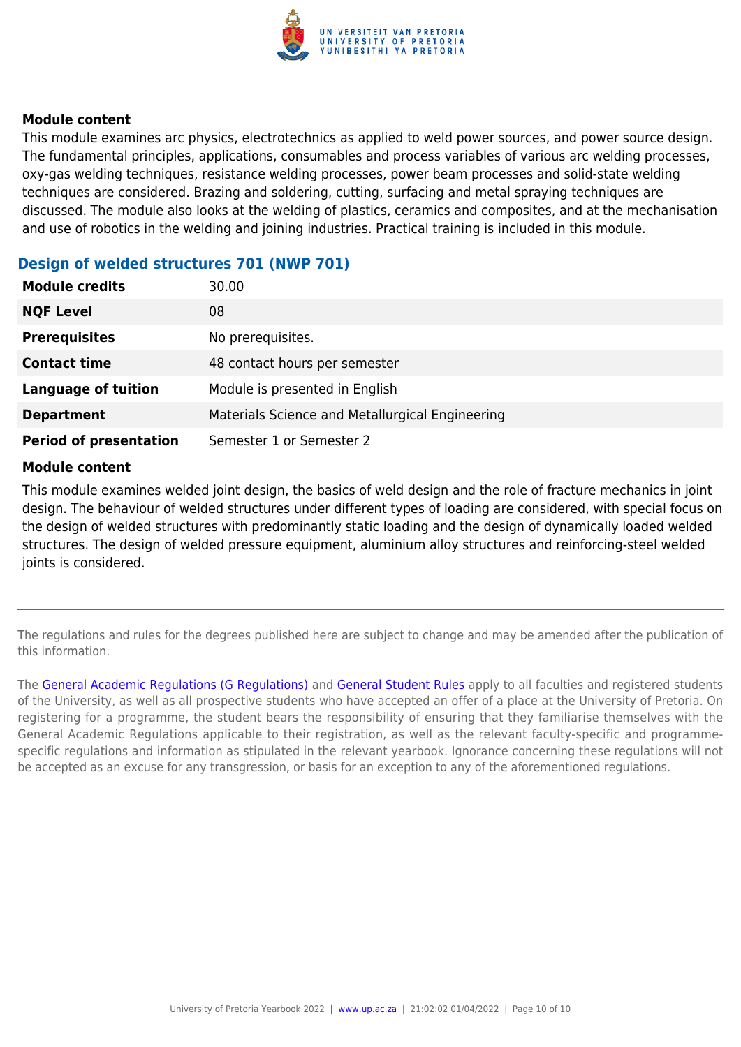**Module content**

This module examines arc physics, electrotechnics as applied to weld power sources, and power source design. The fundamental principles, applications, consumables and process variables of various arc welding processes, oxy-gas welding techniques, resistance welding processes, power beam processes and solid-state welding techniques are considered. Brazing and soldering, cutting, surfacing and metal spraying techniques are discussed. The module also looks at the welding of plastics, ceramics and composites, and at the mechanisation and use of robotics in the welding and joining industries. Practical training is included in this module.

### Design of welded structures 701 (NWP 701)

| | |
|---|---|
| **Module credits** | 30.00 |
| **NQF Level** | 08 |
| **Prerequisites** | No prerequisites. |
| **Contact time** | 48 contact hours per semester |
| **Language of tuition** | Module is presented in English |
| **Department** | Materials Science and Metallurgical Engineering |
| **Period of presentation** | Semester 1 or Semester 2 |

**Module content**

This module examines welded joint design, the basics of weld design and the role of fracture mechanics in joint design. The behaviour of welded structures under different types of loading are considered, with special focus on the design of welded structures with predominantly static loading and the design of dynamically loaded welded structures. The design of welded pressure equipment, aluminium alloy structures and reinforcing-steel welded joints is considered.

---

The regulations and rules for the degrees published here are subject to change and may be amended after the publication of this information.

The General Academic Regulations (G Regulations) and General Student Rules apply to all faculties and registered students of the University, as well as all prospective students who have accepted an offer of a place at the University of Pretoria. On registering for a programme, the student bears the responsibility of ensuring that they familiarise themselves with the General Academic Regulations applicable to their registration, as well as the relevant faculty-specific and programme-specific regulations and information as stipulated in the relevant yearbook. Ignorance concerning these regulations will not be accepted as an excuse for any transgression, or basis for an exception to any of the aforementioned regulations.